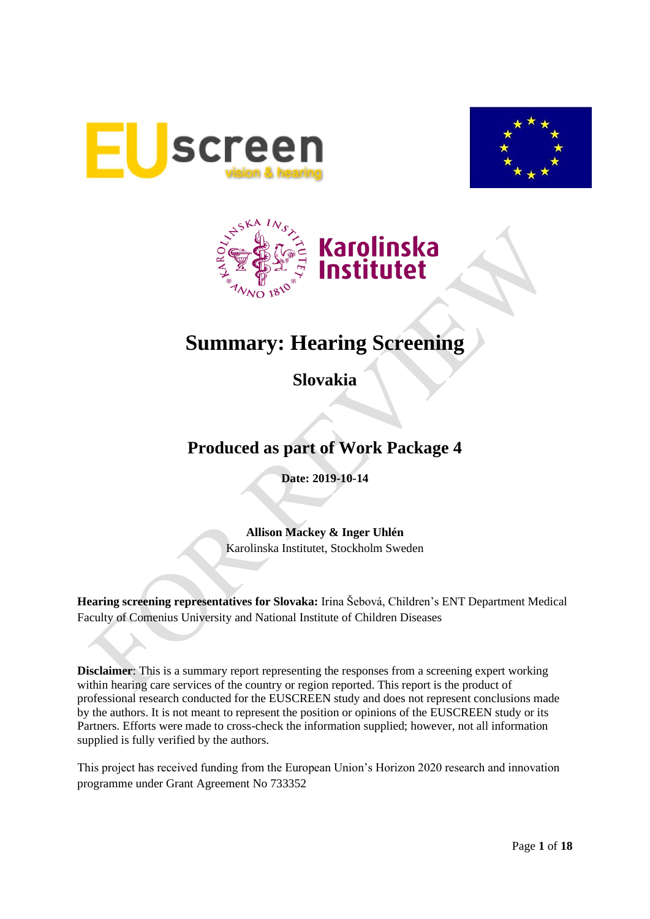# Summary: Hearing Screening

## Slovakia

## Produced as part of Work Package 4

**Date: 2019-10-14**

**Allison Mackey & Inger Uhlén**
Karolinska Institutet, Stockholm Sweden

**Hearing screening representatives for Slovaka:** Irina Šebová, Children's ENT Department Medical Faculty of Comenius University and National Institute of Children Diseases

**Disclaimer**: This is a summary report representing the responses from a screening expert working within hearing care services of the country or region reported. This report is the product of professional research conducted for the EUSCREEN study and does not represent conclusions made by the authors. It is not meant to represent the position or opinions of the EUSCREEN study or its Partners. Efforts were made to cross-check the information supplied; however, not all information supplied is fully verified by the authors.

This project has received funding from the European Union's Horizon 2020 research and innovation programme under Grant Agreement No 733352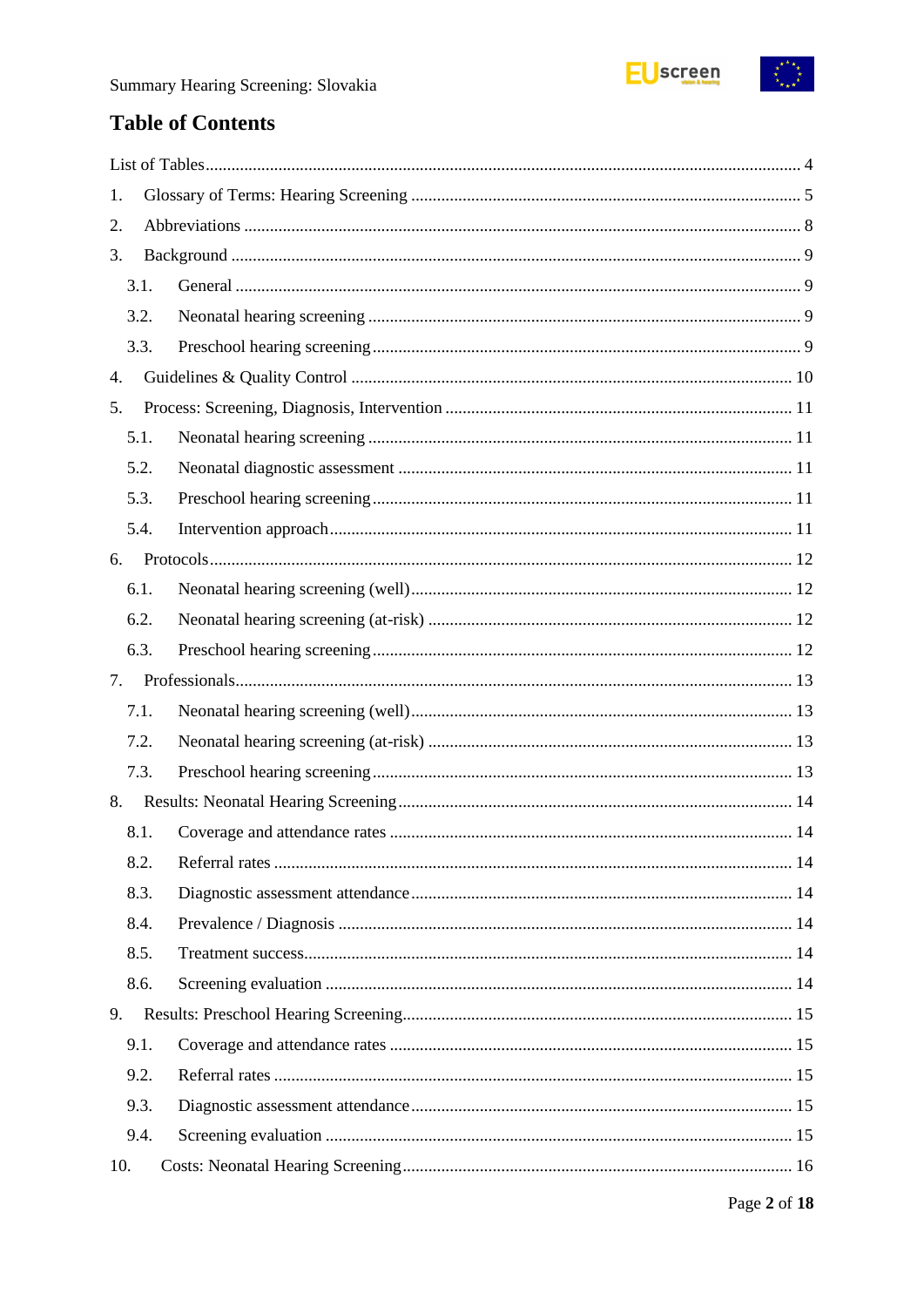## Table of Contents

List of Tables ........................................................................................................................ 4

1. Glossary of Terms: Hearing Screening ........................................................................... 5
2. Abbreviations ................................................................................................................ 8
3. Background ................................................................................................................... 9
   - 3.1. General ................................................................................................................. 9
   - 3.2. Neonatal hearing screening .................................................................................. 9
   - 3.3. Preschool hearing screening .................................................................................. 9
4. Guidelines & Quality Control ..................................................................................... 10
5. Process: Screening, Diagnosis, Intervention ................................................................ 11
   - 5.1. Neonatal hearing screening ................................................................................ 11
   - 5.2. Neonatal diagnostic assessment .......................................................................... 11
   - 5.3. Preschool hearing screening ................................................................................ 11
   - 5.4. Intervention approach .......................................................................................... 11
6. Protocols ..................................................................................................................... 12
   - 6.1. Neonatal hearing screening (well) ........................................................................ 12
   - 6.2. Neonatal hearing screening (at-risk) .................................................................... 12
   - 6.3. Preschool hearing screening ................................................................................ 12
7. Professionals ............................................................................................................... 13
   - 7.1. Neonatal hearing screening (well) ........................................................................ 13
   - 7.2. Neonatal hearing screening (at-risk) .................................................................... 13
   - 7.3. Preschool hearing screening ................................................................................ 13
8. Results: Neonatal Hearing Screening ........................................................................... 14
   - 8.1. Coverage and attendance rates ............................................................................ 14
   - 8.2. Referral rates ....................................................................................................... 14
   - 8.3. Diagnostic assessment attendance ........................................................................ 14
   - 8.4. Prevalence / Diagnosis ........................................................................................ 14
   - 8.5. Treatment success ................................................................................................ 14
   - 8.6. Screening evaluation ........................................................................................... 14
9. Results: Preschool Hearing Screening .......................................................................... 15
   - 9.1. Coverage and attendance rates ............................................................................ 15
   - 9.2. Referral rates ....................................................................................................... 15
   - 9.3. Diagnostic assessment attendance ........................................................................ 15
   - 9.4. Screening evaluation ........................................................................................... 15
10. Costs: Neonatal Hearing Screening .......................................................................... 16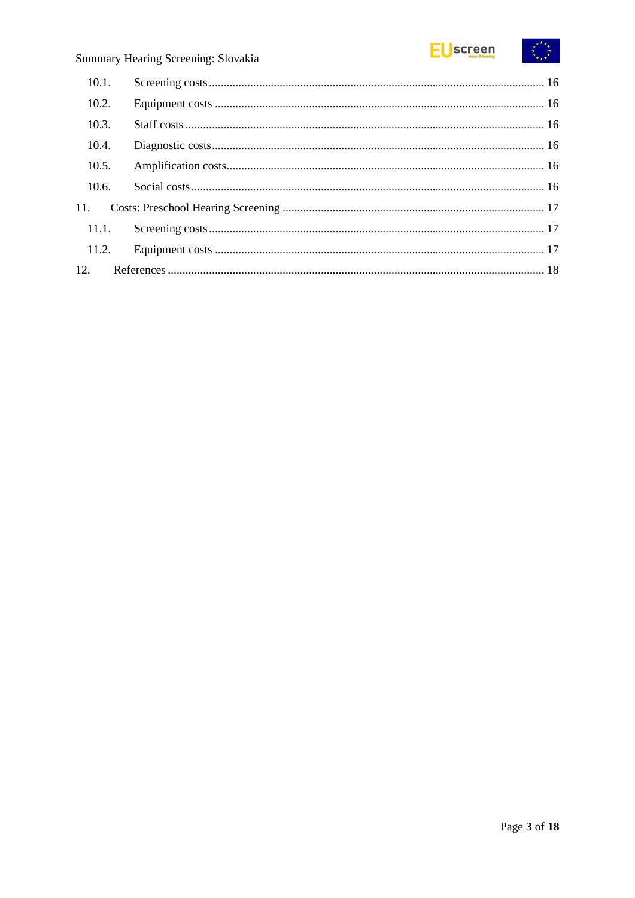10.1. Screening costs ........................................................................................................ 16

10.2. Equipment costs ...................................................................................................... 16

10.3. Staff costs ................................................................................................................ 16

10.4. Diagnostic costs ....................................................................................................... 16

10.5. Amplification costs .................................................................................................. 16

10.6. Social costs .............................................................................................................. 16

11. Costs: Preschool Hearing Screening ............................................................................... 17

11.1. Screening costs ........................................................................................................ 17

11.2. Equipment costs ...................................................................................................... 17

12. References ..................................................................................................................... 18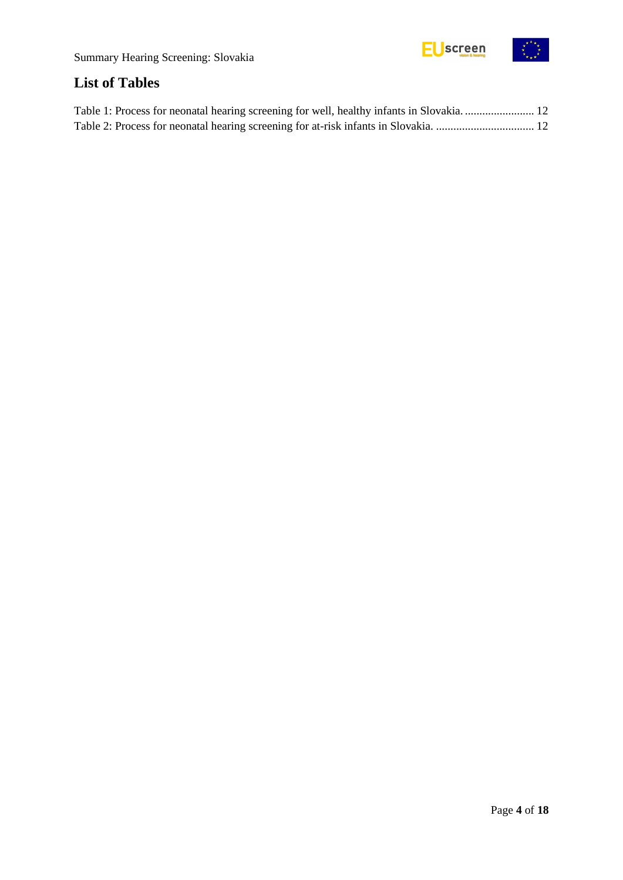## List of Tables

Table 1: Process for neonatal hearing screening for well, healthy infants in Slovakia. ........................ 12
Table 2: Process for neonatal hearing screening for at-risk infants in Slovakia. .................................. 12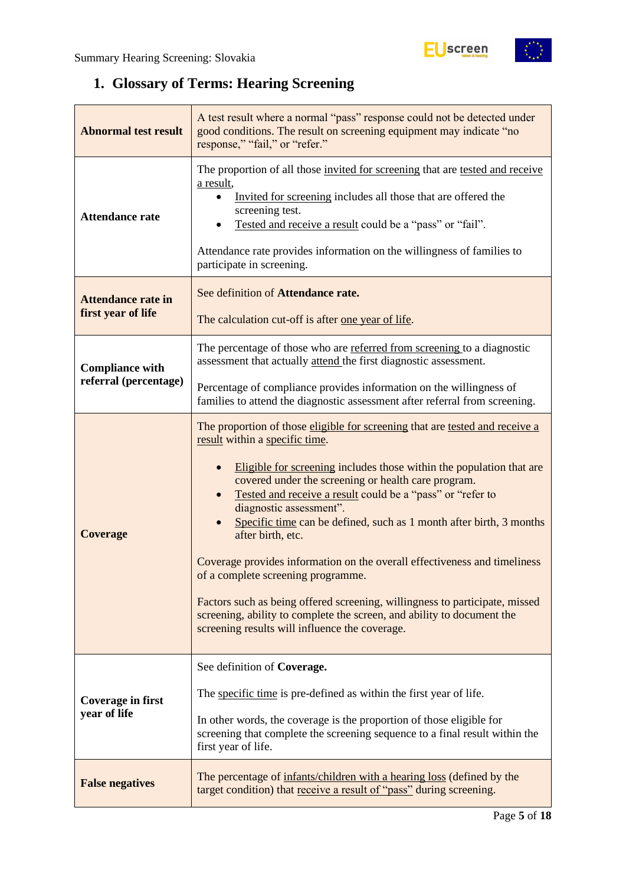## 1. Glossary of Terms: Hearing Screening

| | |
|---|---|
| **Abnormal test result** | A test result where a normal "pass" response could not be detected under good conditions. The result on screening equipment may indicate "no response," "fail," or "refer." |
| **Attendance rate** | The proportion of all those invited for screening that are tested and receive a result,<br>• Invited for screening includes all those that are offered the screening test.<br>• Tested and receive a result could be a "pass" or "fail".<br><br>Attendance rate provides information on the willingness of families to participate in screening. |
| **Attendance rate in first year of life** | See definition of **Attendance rate.**<br><br>The calculation cut-off is after one year of life. |
| **Compliance with referral (percentage)** | The percentage of those who are referred from screening to a diagnostic assessment that actually attend the first diagnostic assessment.<br><br>Percentage of compliance provides information on the willingness of families to attend the diagnostic assessment after referral from screening. |
| **Coverage** | The proportion of those eligible for screening that are tested and receive a result within a specific time.<br><br>• Eligible for screening includes those within the population that are covered under the screening or health care program.<br>• Tested and receive a result could be a "pass" or "refer to diagnostic assessment".<br>• Specific time can be defined, such as 1 month after birth, 3 months after birth, etc.<br><br>Coverage provides information on the overall effectiveness and timeliness of a complete screening programme.<br><br>Factors such as being offered screening, willingness to participate, missed screening, ability to complete the screen, and ability to document the screening results will influence the coverage. |
| **Coverage in first year of life** | See definition of **Coverage.**<br><br>The specific time is pre-defined as within the first year of life.<br><br>In other words, the coverage is the proportion of those eligible for screening that complete the screening sequence to a final result within the first year of life. |
| **False negatives** | The percentage of infants/children with a hearing loss (defined by the target condition) that receive a result of "pass" during screening. |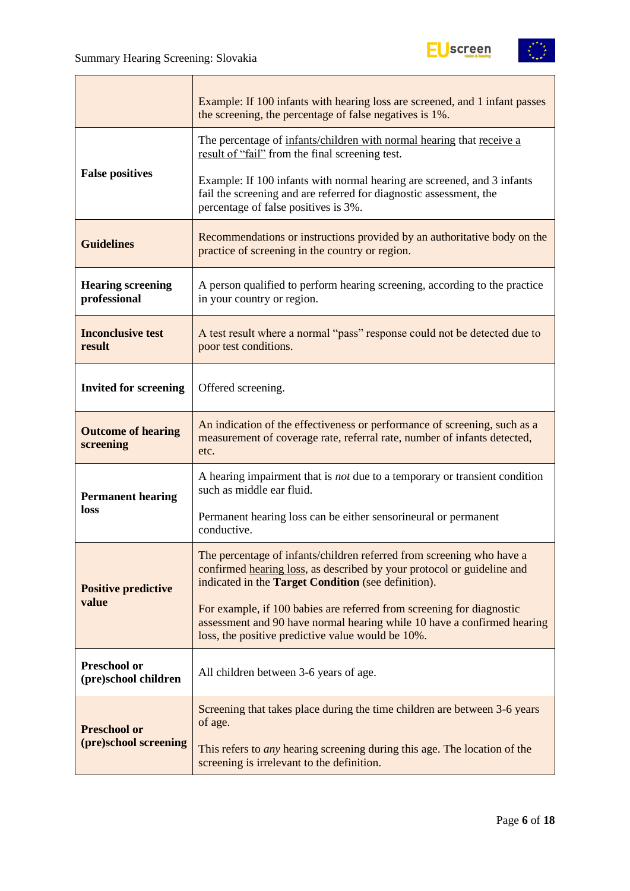| | |
|---|---|
| | Example: If 100 infants with hearing loss are screened, and 1 infant passes the screening, the percentage of false negatives is 1%. |
| **False positives** | The percentage of infants/children with normal hearing that receive a result of "fail" from the final screening test.<br><br>Example: If 100 infants with normal hearing are screened, and 3 infants fail the screening and are referred for diagnostic assessment, the percentage of false positives is 3%. |
| **Guidelines** | Recommendations or instructions provided by an authoritative body on the practice of screening in the country or region. |
| **Hearing screening professional** | A person qualified to perform hearing screening, according to the practice in your country or region. |
| **Inconclusive test result** | A test result where a normal "pass" response could not be detected due to poor test conditions. |
| **Invited for screening** | Offered screening. |
| **Outcome of hearing screening** | An indication of the effectiveness or performance of screening, such as a measurement of coverage rate, referral rate, number of infants detected, etc. |
| **Permanent hearing loss** | A hearing impairment that is *not* due to a temporary or transient condition such as middle ear fluid.<br><br>Permanent hearing loss can be either sensorineural or permanent conductive. |
| **Positive predictive value** | The percentage of infants/children referred from screening who have a confirmed hearing loss, as described by your protocol or guideline and indicated in the **Target Condition** (see definition).<br><br>For example, if 100 babies are referred from screening for diagnostic assessment and 90 have normal hearing while 10 have a confirmed hearing loss, the positive predictive value would be 10%. |
| **Preschool or (pre)school children** | All children between 3-6 years of age. |
| **Preschool or (pre)school screening** | Screening that takes place during the time children are between 3-6 years of age.<br><br>This refers to *any* hearing screening during this age. The location of the screening is irrelevant to the definition. |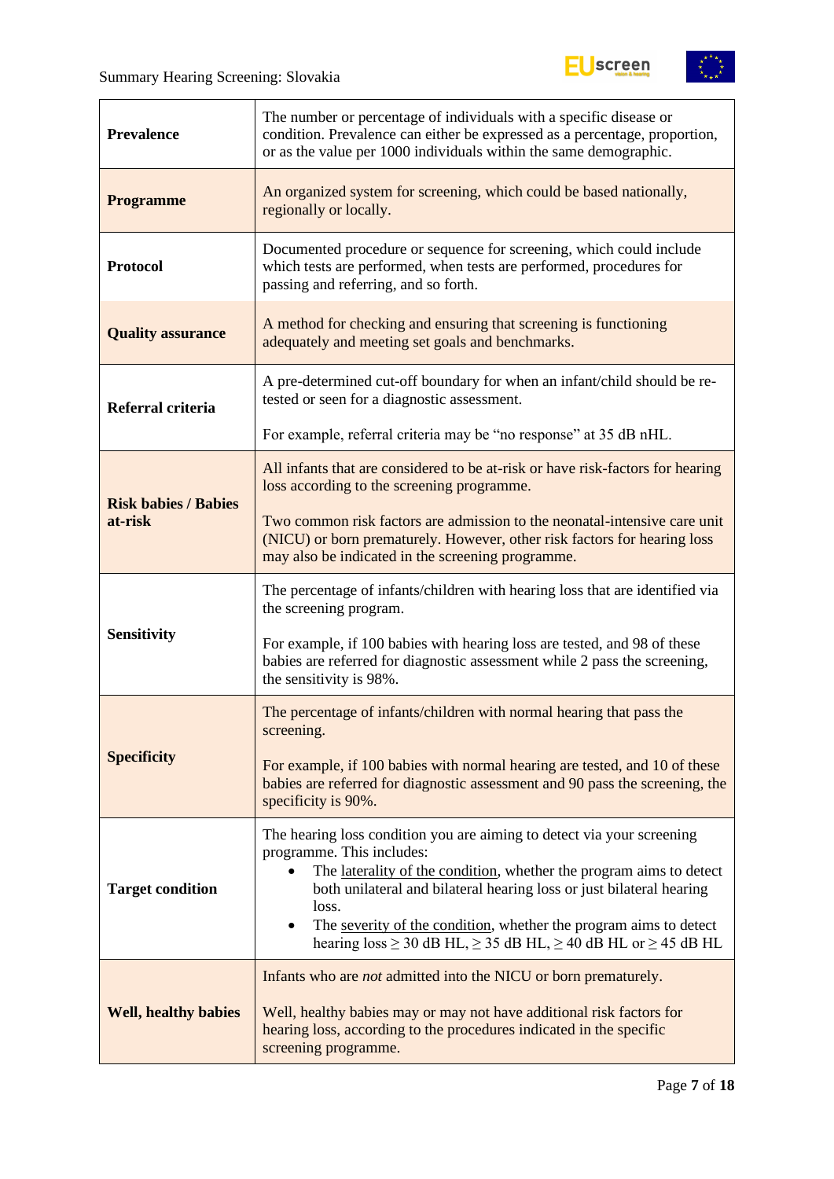| | |
|---|---|
| **Prevalence** | The number or percentage of individuals with a specific disease or condition. Prevalence can either be expressed as a percentage, proportion, or as the value per 1000 individuals within the same demographic. |
| **Programme** | An organized system for screening, which could be based nationally, regionally or locally. |
| **Protocol** | Documented procedure or sequence for screening, which could include which tests are performed, when tests are performed, procedures for passing and referring, and so forth. |
| **Quality assurance** | A method for checking and ensuring that screening is functioning adequately and meeting set goals and benchmarks. |
| **Referral criteria** | A pre-determined cut-off boundary for when an infant/child should be re-tested or seen for a diagnostic assessment.<br><br>For example, referral criteria may be “no response” at 35 dB nHL. |
| **Risk babies / Babies at-risk** | All infants that are considered to be at-risk or have risk-factors for hearing loss according to the screening programme.<br><br>Two common risk factors are admission to the neonatal-intensive care unit (NICU) or born prematurely. However, other risk factors for hearing loss may also be indicated in the screening programme. |
| **Sensitivity** | The percentage of infants/children with hearing loss that are identified via the screening program.<br><br>For example, if 100 babies with hearing loss are tested, and 98 of these babies are referred for diagnostic assessment while 2 pass the screening, the sensitivity is 98%. |
| **Specificity** | The percentage of infants/children with normal hearing that pass the screening.<br><br>For example, if 100 babies with normal hearing are tested, and 10 of these babies are referred for diagnostic assessment and 90 pass the screening, the specificity is 90%. |
| **Target condition** | The hearing loss condition you are aiming to detect via your screening programme. This includes:<br>• The laterality of the condition, whether the program aims to detect both unilateral and bilateral hearing loss or just bilateral hearing loss.<br>• The severity of the condition, whether the program aims to detect hearing loss ≥ 30 dB HL, ≥ 35 dB HL, ≥ 40 dB HL or ≥ 45 dB HL |
| **Well, healthy babies** | Infants who are *not* admitted into the NICU or born prematurely.<br><br>Well, healthy babies may or may not have additional risk factors for hearing loss, according to the procedures indicated in the specific screening programme. |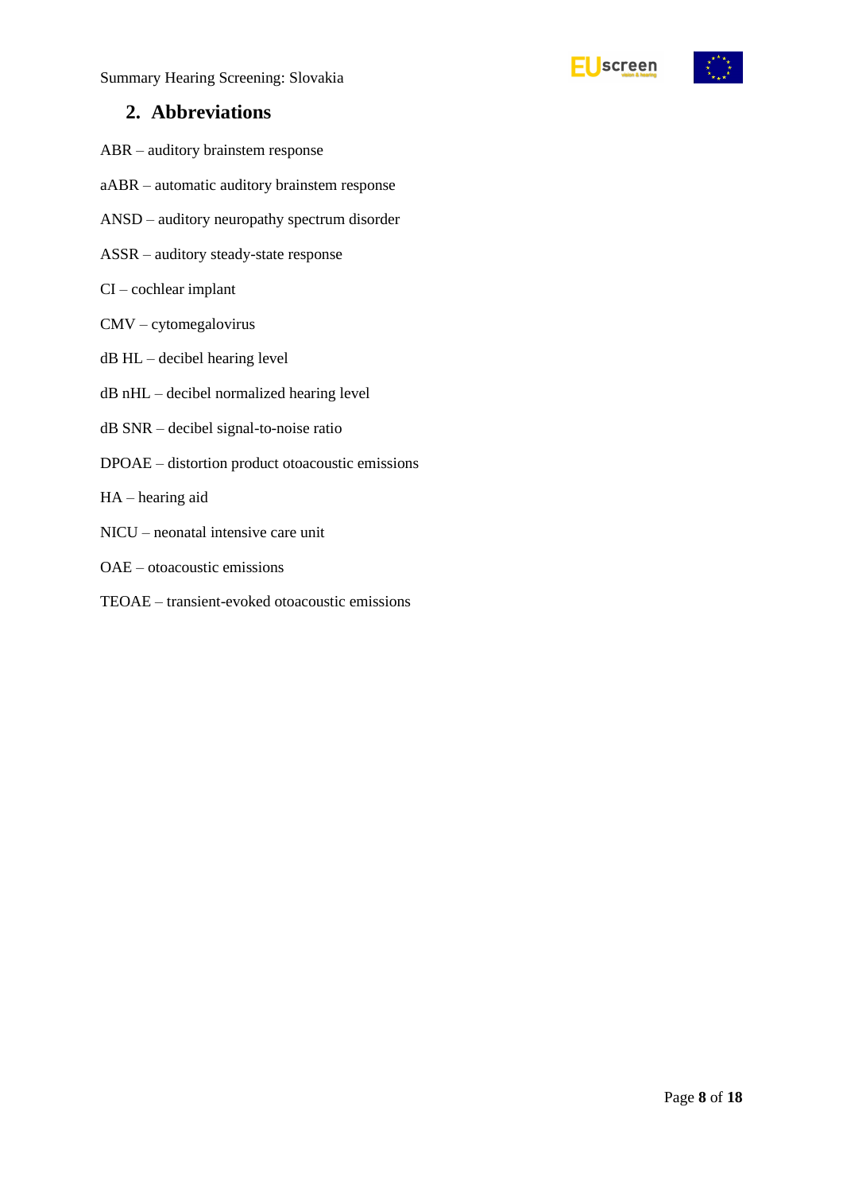## 2. Abbreviations

ABR – auditory brainstem response

aABR – automatic auditory brainstem response

ANSD – auditory neuropathy spectrum disorder

ASSR – auditory steady-state response

CI – cochlear implant

CMV – cytomegalovirus

dB HL – decibel hearing level

dB nHL – decibel normalized hearing level

dB SNR – decibel signal-to-noise ratio

DPOAE – distortion product otoacoustic emissions

HA – hearing aid

NICU – neonatal intensive care unit

OAE – otoacoustic emissions

TEOAE – transient-evoked otoacoustic emissions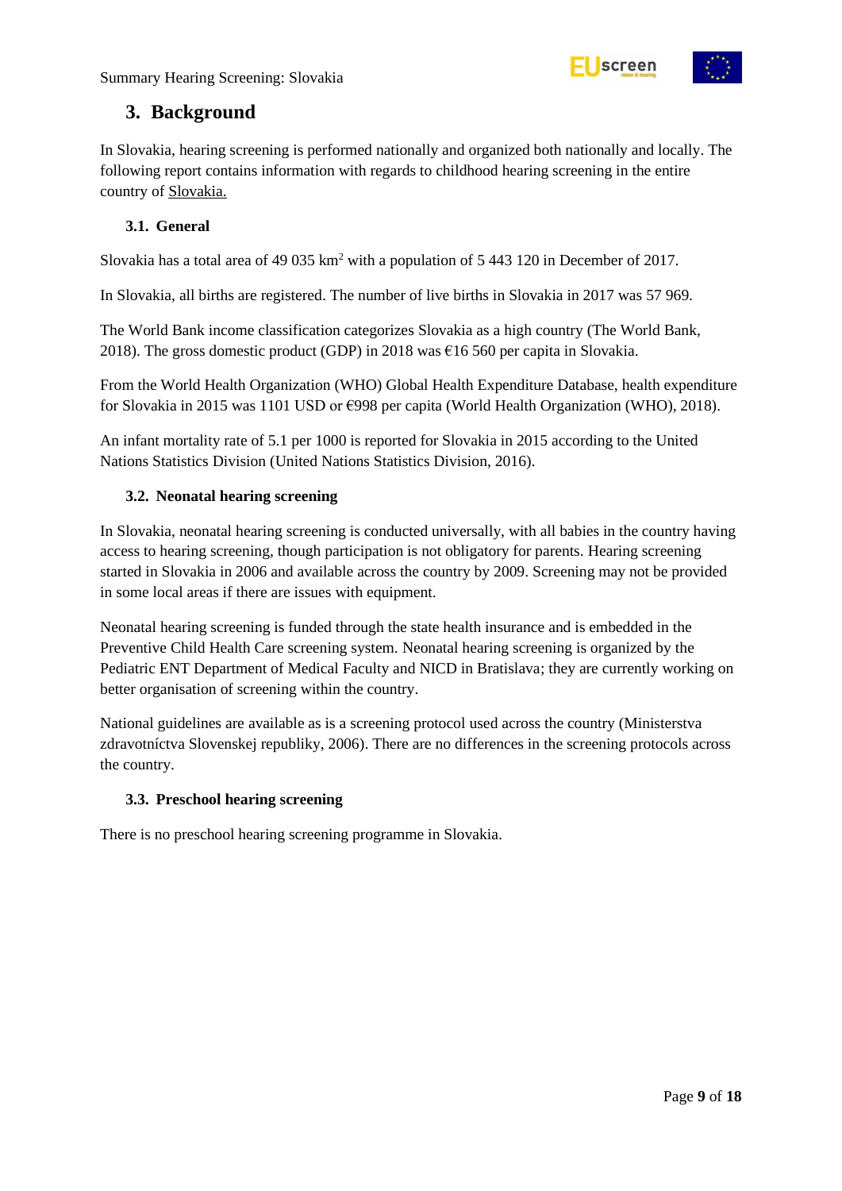# 3. Background

In Slovakia, hearing screening is performed nationally and organized both nationally and locally. The following report contains information with regards to childhood hearing screening in the entire country of Slovakia.

## 3.1. General

Slovakia has a total area of 49 035 km$^2$ with a population of 5 443 120 in December of 2017.

In Slovakia, all births are registered. The number of live births in Slovakia in 2017 was 57 969.

The World Bank income classification categorizes Slovakia as a high country (The World Bank, 2018). The gross domestic product (GDP) in 2018 was €16 560 per capita in Slovakia.

From the World Health Organization (WHO) Global Health Expenditure Database, health expenditure for Slovakia in 2015 was 1101 USD or €998 per capita (World Health Organization (WHO), 2018).

An infant mortality rate of 5.1 per 1000 is reported for Slovakia in 2015 according to the United Nations Statistics Division (United Nations Statistics Division, 2016).

## 3.2. Neonatal hearing screening

In Slovakia, neonatal hearing screening is conducted universally, with all babies in the country having access to hearing screening, though participation is not obligatory for parents. Hearing screening started in Slovakia in 2006 and available across the country by 2009. Screening may not be provided in some local areas if there are issues with equipment.

Neonatal hearing screening is funded through the state health insurance and is embedded in the Preventive Child Health Care screening system. Neonatal hearing screening is organized by the Pediatric ENT Department of Medical Faculty and NICD in Bratislava; they are currently working on better organisation of screening within the country.

National guidelines are available as is a screening protocol used across the country (Ministerstva zdravotníctva Slovenskej republiky, 2006). There are no differences in the screening protocols across the country.

## 3.3. Preschool hearing screening

There is no preschool hearing screening programme in Slovakia.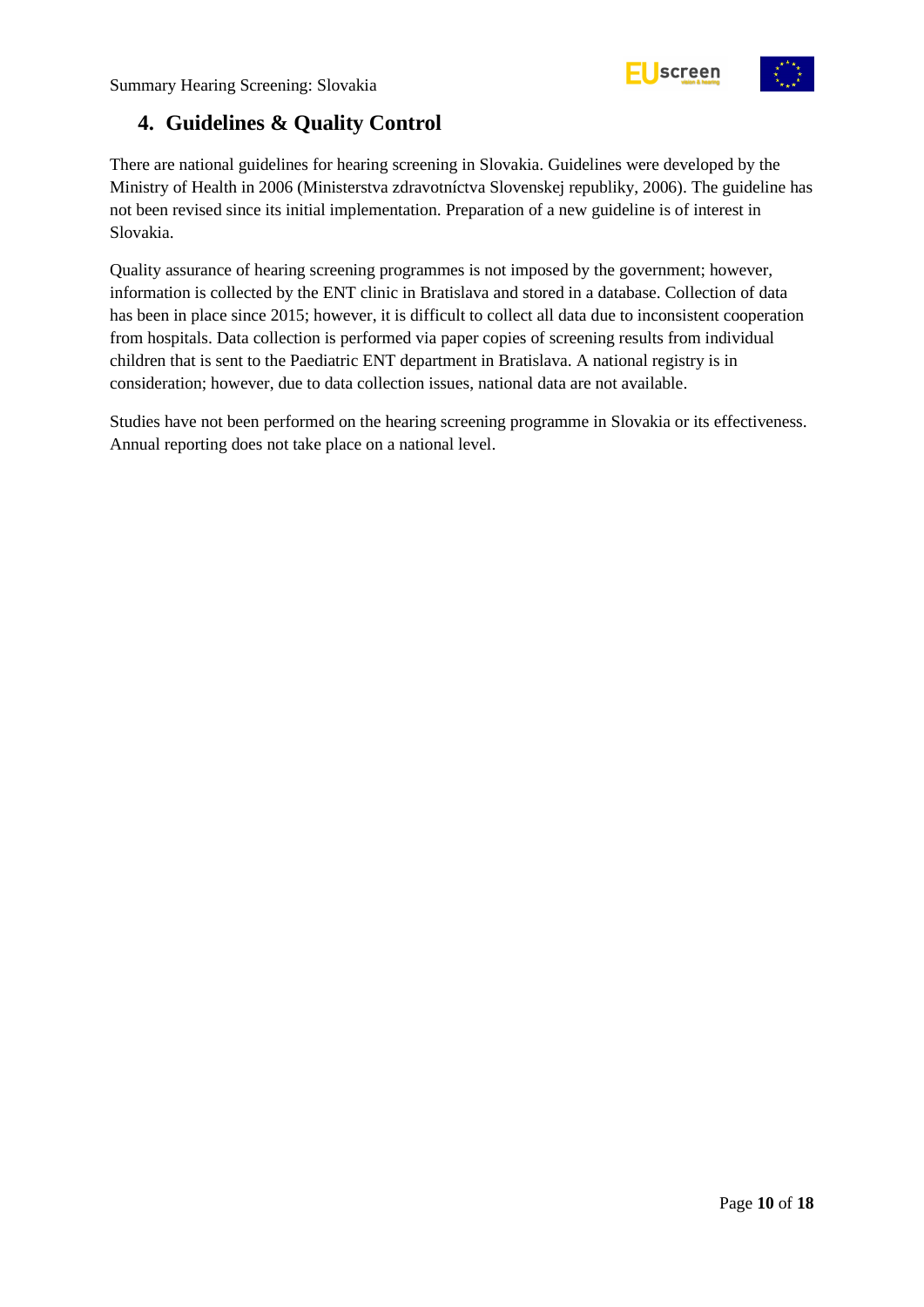## 4. Guidelines & Quality Control

There are national guidelines for hearing screening in Slovakia. Guidelines were developed by the Ministry of Health in 2006 (Ministerstva zdravotníctva Slovenskej republiky, 2006). The guideline has not been revised since its initial implementation. Preparation of a new guideline is of interest in Slovakia.

Quality assurance of hearing screening programmes is not imposed by the government; however, information is collected by the ENT clinic in Bratislava and stored in a database. Collection of data has been in place since 2015; however, it is difficult to collect all data due to inconsistent cooperation from hospitals. Data collection is performed via paper copies of screening results from individual children that is sent to the Paediatric ENT department in Bratislava. A national registry is in consideration; however, due to data collection issues, national data are not available.

Studies have not been performed on the hearing screening programme in Slovakia or its effectiveness. Annual reporting does not take place on a national level.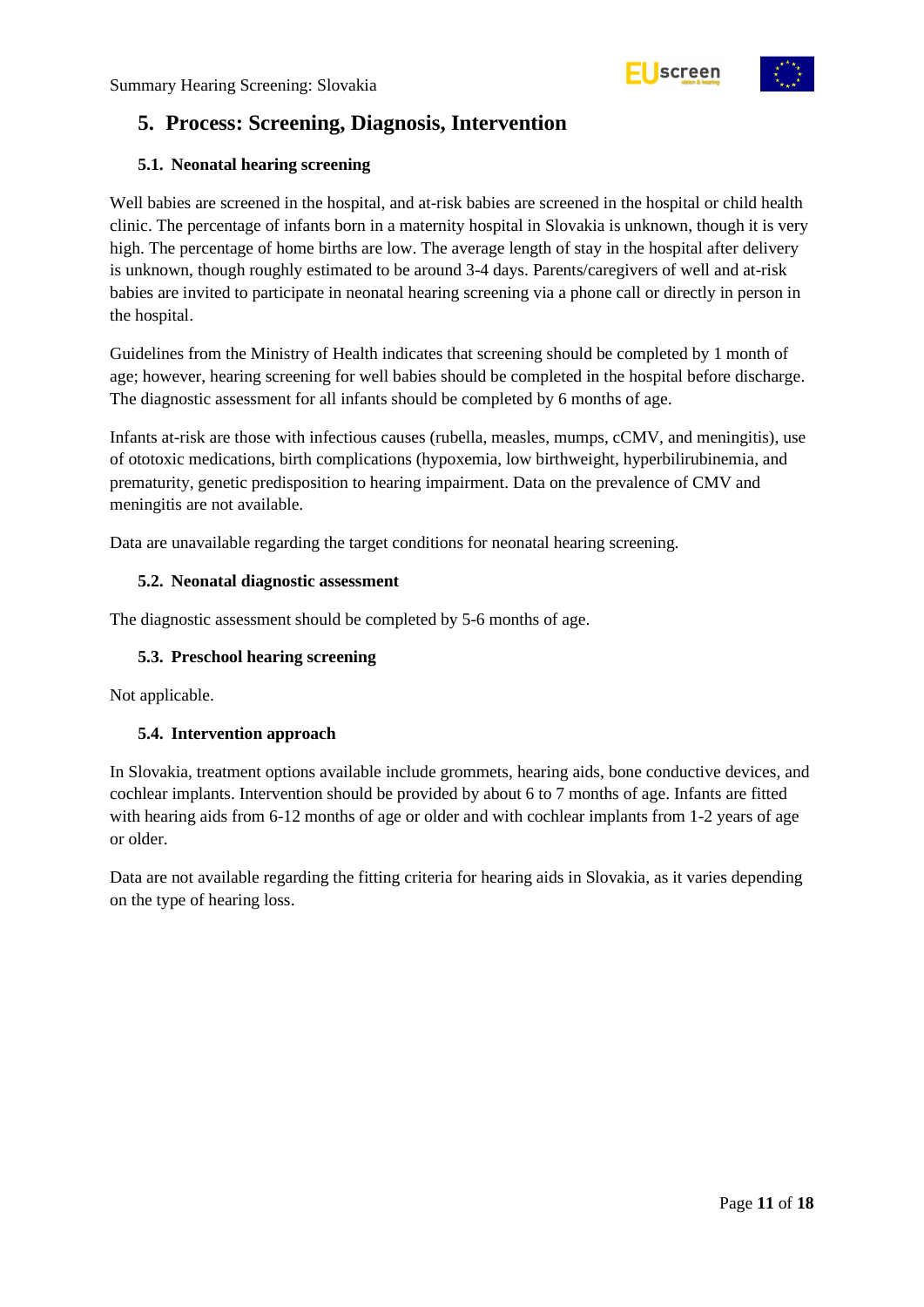# 5. Process: Screening, Diagnosis, Intervention

## 5.1. Neonatal hearing screening

Well babies are screened in the hospital, and at-risk babies are screened in the hospital or child health clinic. The percentage of infants born in a maternity hospital in Slovakia is unknown, though it is very high. The percentage of home births are low. The average length of stay in the hospital after delivery is unknown, though roughly estimated to be around 3-4 days. Parents/caregivers of well and at-risk babies are invited to participate in neonatal hearing screening via a phone call or directly in person in the hospital.

Guidelines from the Ministry of Health indicates that screening should be completed by 1 month of age; however, hearing screening for well babies should be completed in the hospital before discharge. The diagnostic assessment for all infants should be completed by 6 months of age.

Infants at-risk are those with infectious causes (rubella, measles, mumps, cCMV, and meningitis), use of ototoxic medications, birth complications (hypoxemia, low birthweight, hyperbilirubinemia, and prematurity, genetic predisposition to hearing impairment. Data on the prevalence of CMV and meningitis are not available.

Data are unavailable regarding the target conditions for neonatal hearing screening.

## 5.2. Neonatal diagnostic assessment

The diagnostic assessment should be completed by 5-6 months of age.

## 5.3. Preschool hearing screening

Not applicable.

## 5.4. Intervention approach

In Slovakia, treatment options available include grommets, hearing aids, bone conductive devices, and cochlear implants. Intervention should be provided by about 6 to 7 months of age. Infants are fitted with hearing aids from 6-12 months of age or older and with cochlear implants from 1-2 years of age or older.

Data are not available regarding the fitting criteria for hearing aids in Slovakia, as it varies depending on the type of hearing loss.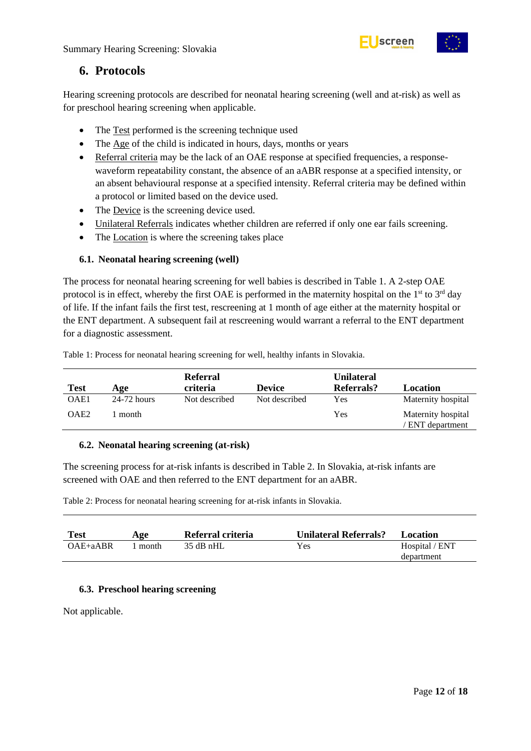## 6. Protocols

Hearing screening protocols are described for neonatal hearing screening (well and at-risk) as well as for preschool hearing screening when applicable.

- The Test performed is the screening technique used
- The Age of the child is indicated in hours, days, months or years
- Referral criteria may be the lack of an OAE response at specified frequencies, a response-waveform repeatability constant, the absence of an aABR response at a specified intensity, or an absent behavioural response at a specified intensity. Referral criteria may be defined within a protocol or limited based on the device used.
- The Device is the screening device used.
- Unilateral Referrals indicates whether children are referred if only one ear fails screening.
- The Location is where the screening takes place

### 6.1. Neonatal hearing screening (well)

The process for neonatal hearing screening for well babies is described in Table 1. A 2-step OAE protocol is in effect, whereby the first OAE is performed in the maternity hospital on the 1st to 3rd day of life. If the infant fails the first test, rescreening at 1 month of age either at the maternity hospital or the ENT department. A subsequent fail at rescreening would warrant a referral to the ENT department for a diagnostic assessment.

Table 1: Process for neonatal hearing screening for well, healthy infants in Slovakia.

| Test | Age | Referral criteria | Device | Unilateral Referrals? | Location |
|---|---|---|---|---|---|
| OAE1 | 24-72 hours | Not described | Not described | Yes | Maternity hospital |
| OAE2 | 1 month | | | Yes | Maternity hospital / ENT department |

### 6.2. Neonatal hearing screening (at-risk)

The screening process for at-risk infants is described in Table 2. In Slovakia, at-risk infants are screened with OAE and then referred to the ENT department for an aABR.

Table 2: Process for neonatal hearing screening for at-risk infants in Slovakia.

| Test | Age | Referral criteria | Unilateral Referrals? | Location |
|---|---|---|---|---|
| OAE+aABR | 1 month | 35 dB nHL | Yes | Hospital / ENT department |

### 6.3. Preschool hearing screening

Not applicable.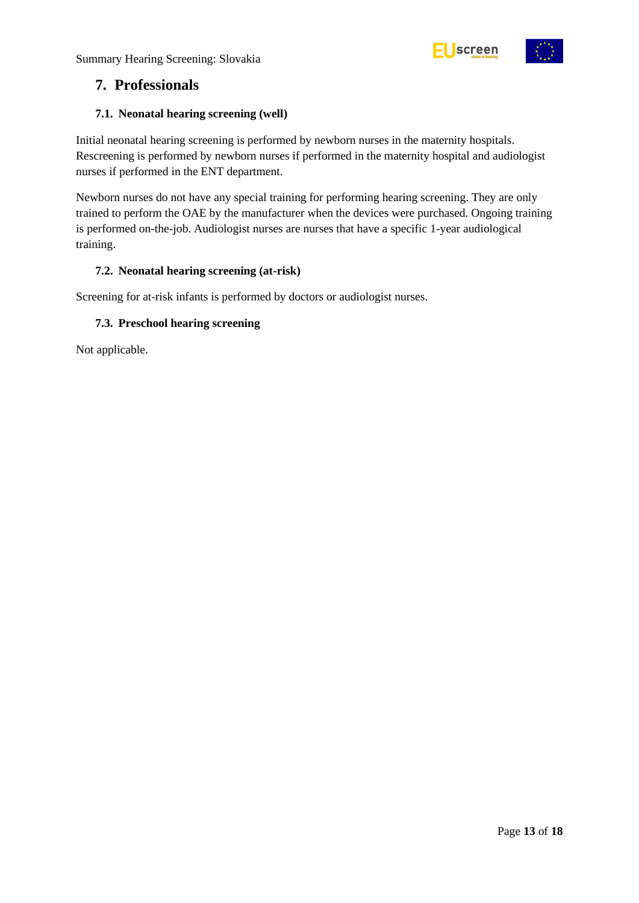## 7. Professionals

### 7.1. Neonatal hearing screening (well)

Initial neonatal hearing screening is performed by newborn nurses in the maternity hospitals. Rescreening is performed by newborn nurses if performed in the maternity hospital and audiologist nurses if performed in the ENT department.

Newborn nurses do not have any special training for performing hearing screening. They are only trained to perform the OAE by the manufacturer when the devices were purchased. Ongoing training is performed on-the-job. Audiologist nurses are nurses that have a specific 1-year audiological training.

### 7.2. Neonatal hearing screening (at-risk)

Screening for at-risk infants is performed by doctors or audiologist nurses.

### 7.3. Preschool hearing screening

Not applicable.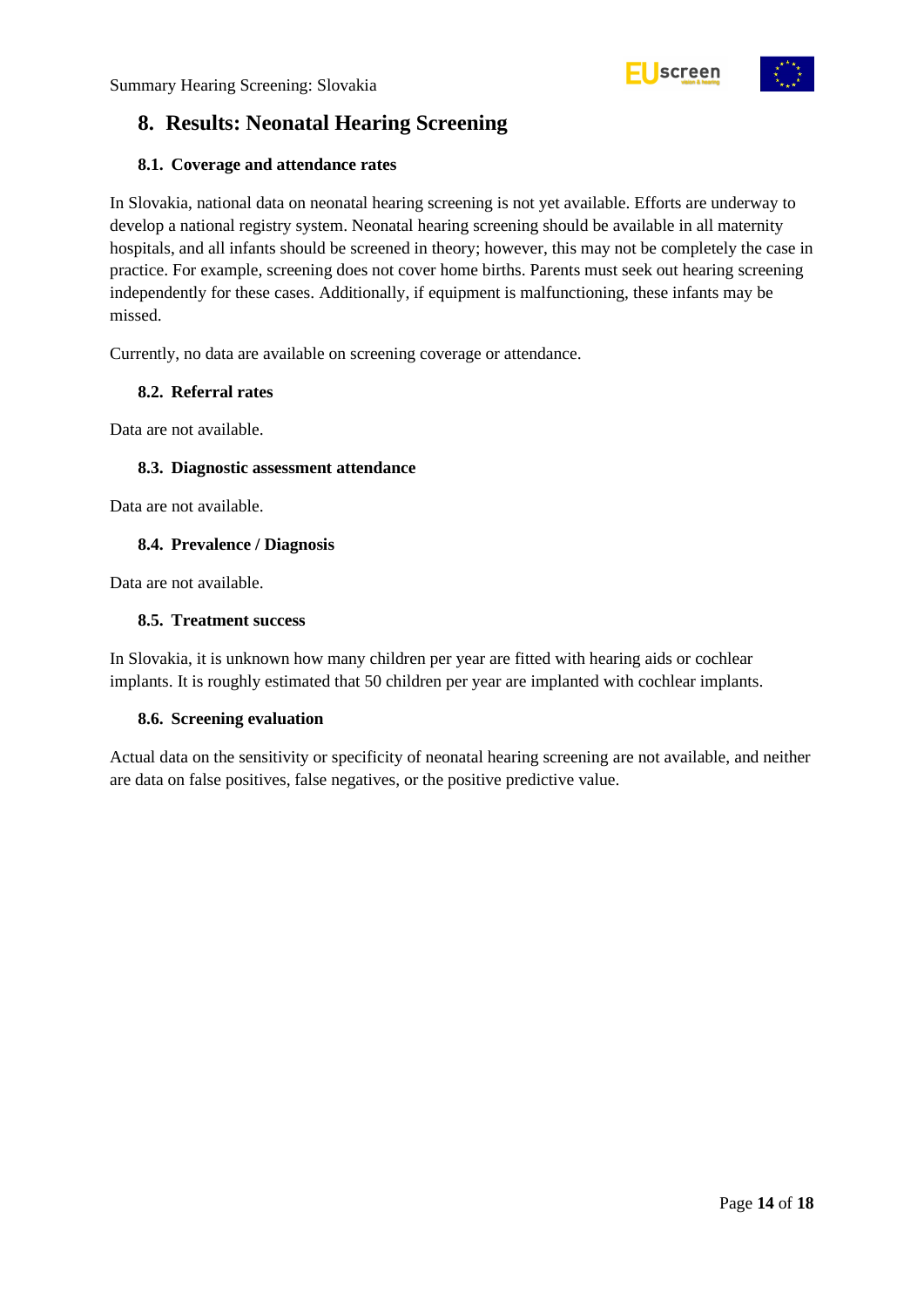## 8. Results: Neonatal Hearing Screening

### 8.1. Coverage and attendance rates

In Slovakia, national data on neonatal hearing screening is not yet available. Efforts are underway to develop a national registry system. Neonatal hearing screening should be available in all maternity hospitals, and all infants should be screened in theory; however, this may not be completely the case in practice. For example, screening does not cover home births. Parents must seek out hearing screening independently for these cases. Additionally, if equipment is malfunctioning, these infants may be missed.

Currently, no data are available on screening coverage or attendance.

### 8.2. Referral rates

Data are not available.

### 8.3. Diagnostic assessment attendance

Data are not available.

### 8.4. Prevalence / Diagnosis

Data are not available.

### 8.5. Treatment success

In Slovakia, it is unknown how many children per year are fitted with hearing aids or cochlear implants. It is roughly estimated that 50 children per year are implanted with cochlear implants.

### 8.6. Screening evaluation

Actual data on the sensitivity or specificity of neonatal hearing screening are not available, and neither are data on false positives, false negatives, or the positive predictive value.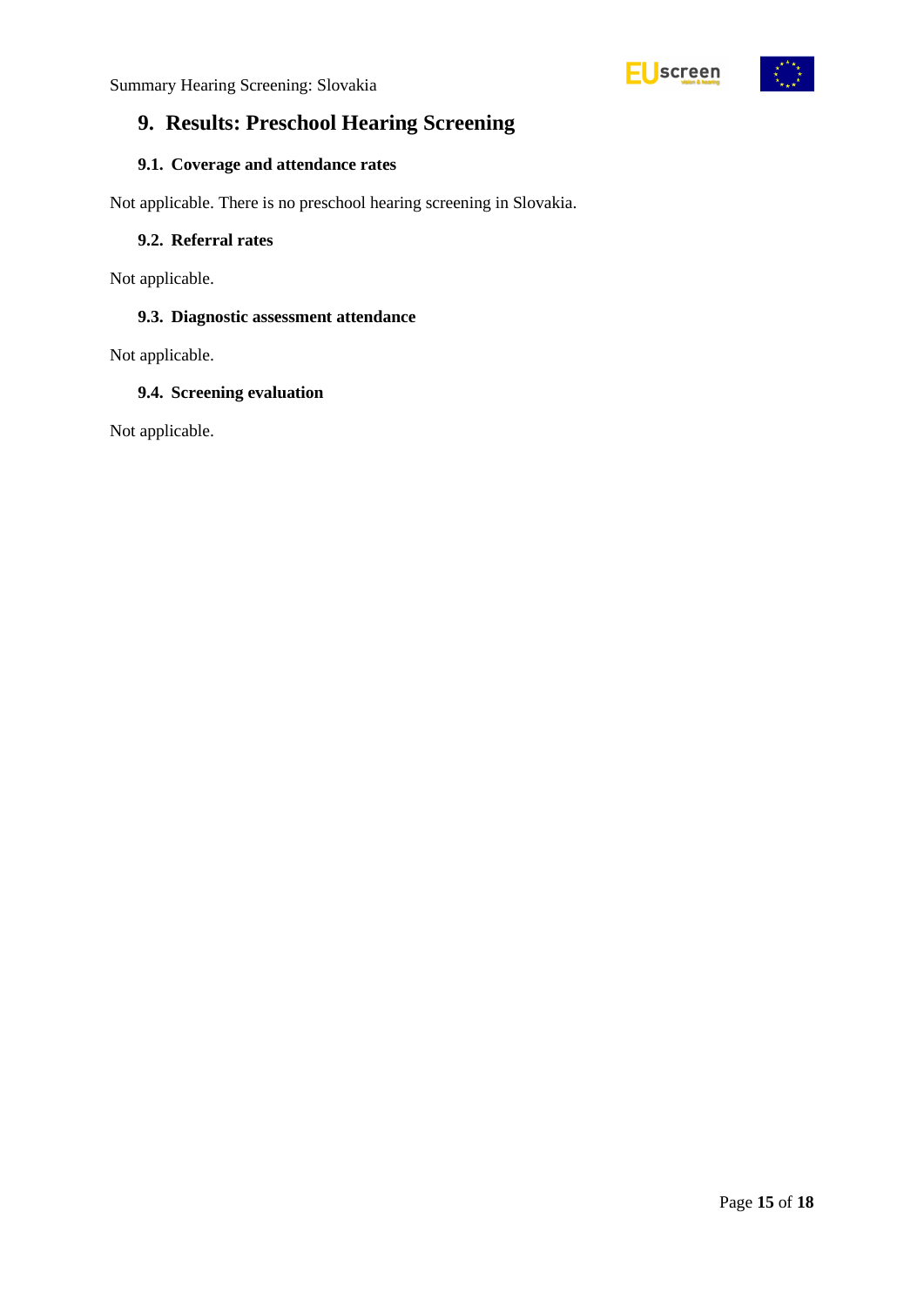## 9. Results: Preschool Hearing Screening

### 9.1. Coverage and attendance rates

Not applicable. There is no preschool hearing screening in Slovakia.

### 9.2. Referral rates

Not applicable.

### 9.3. Diagnostic assessment attendance

Not applicable.

### 9.4. Screening evaluation

Not applicable.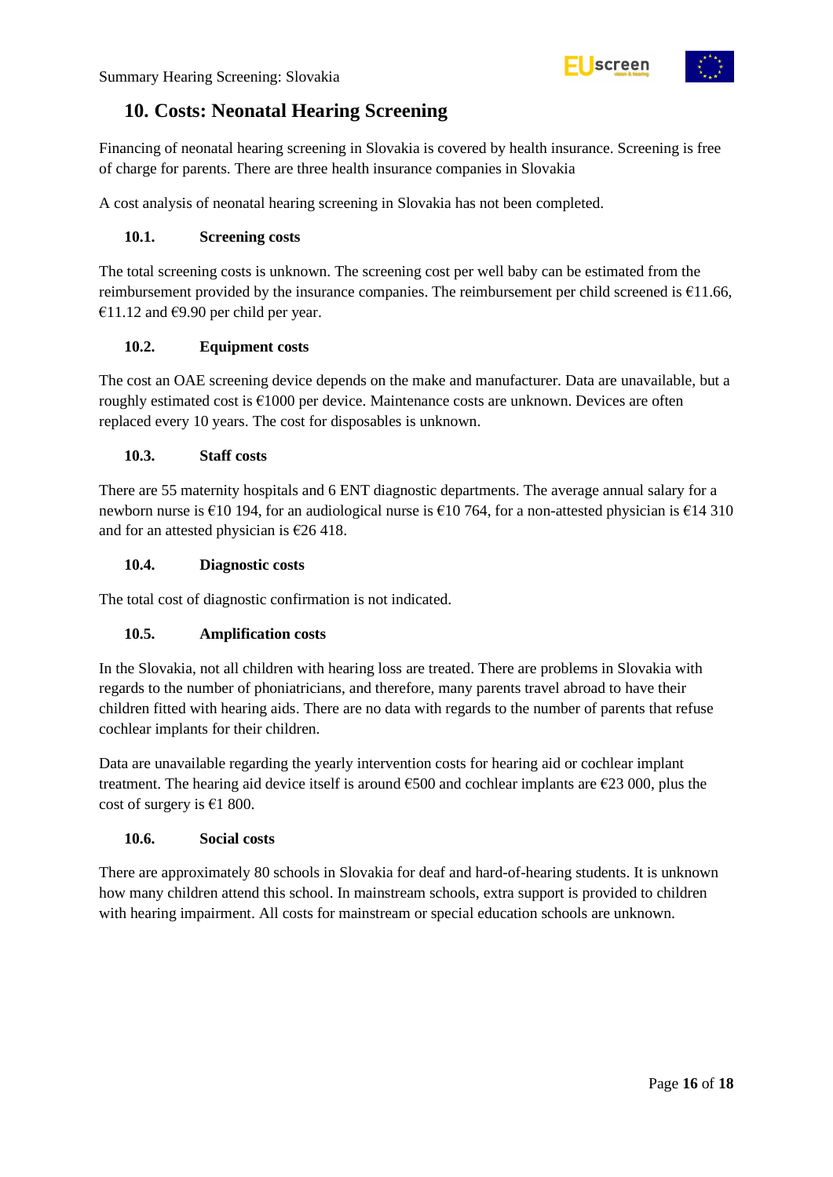## 10. Costs: Neonatal Hearing Screening

Financing of neonatal hearing screening in Slovakia is covered by health insurance. Screening is free of charge for parents. There are three health insurance companies in Slovakia

A cost analysis of neonatal hearing screening in Slovakia has not been completed.

### 10.1. Screening costs

The total screening costs is unknown. The screening cost per well baby can be estimated from the reimbursement provided by the insurance companies. The reimbursement per child screened is €11.66, €11.12 and €9.90 per child per year.

### 10.2. Equipment costs

The cost an OAE screening device depends on the make and manufacturer. Data are unavailable, but a roughly estimated cost is €1000 per device. Maintenance costs are unknown. Devices are often replaced every 10 years. The cost for disposables is unknown.

### 10.3. Staff costs

There are 55 maternity hospitals and 6 ENT diagnostic departments. The average annual salary for a newborn nurse is €10 194, for an audiological nurse is €10 764, for a non-attested physician is €14 310 and for an attested physician is €26 418.

### 10.4. Diagnostic costs

The total cost of diagnostic confirmation is not indicated.

### 10.5. Amplification costs

In the Slovakia, not all children with hearing loss are treated. There are problems in Slovakia with regards to the number of phoniatricians, and therefore, many parents travel abroad to have their children fitted with hearing aids. There are no data with regards to the number of parents that refuse cochlear implants for their children.

Data are unavailable regarding the yearly intervention costs for hearing aid or cochlear implant treatment. The hearing aid device itself is around €500 and cochlear implants are €23 000, plus the cost of surgery is €1 800.

### 10.6. Social costs

There are approximately 80 schools in Slovakia for deaf and hard-of-hearing students. It is unknown how many children attend this school. In mainstream schools, extra support is provided to children with hearing impairment. All costs for mainstream or special education schools are unknown.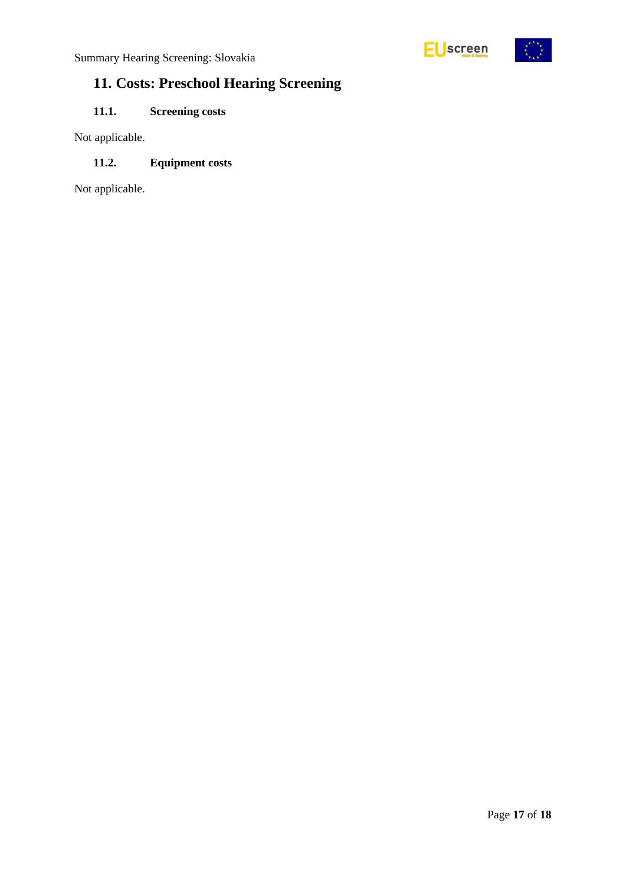# 11. Costs: Preschool Hearing Screening

## 11.1. Screening costs

Not applicable.

## 11.2. Equipment costs

Not applicable.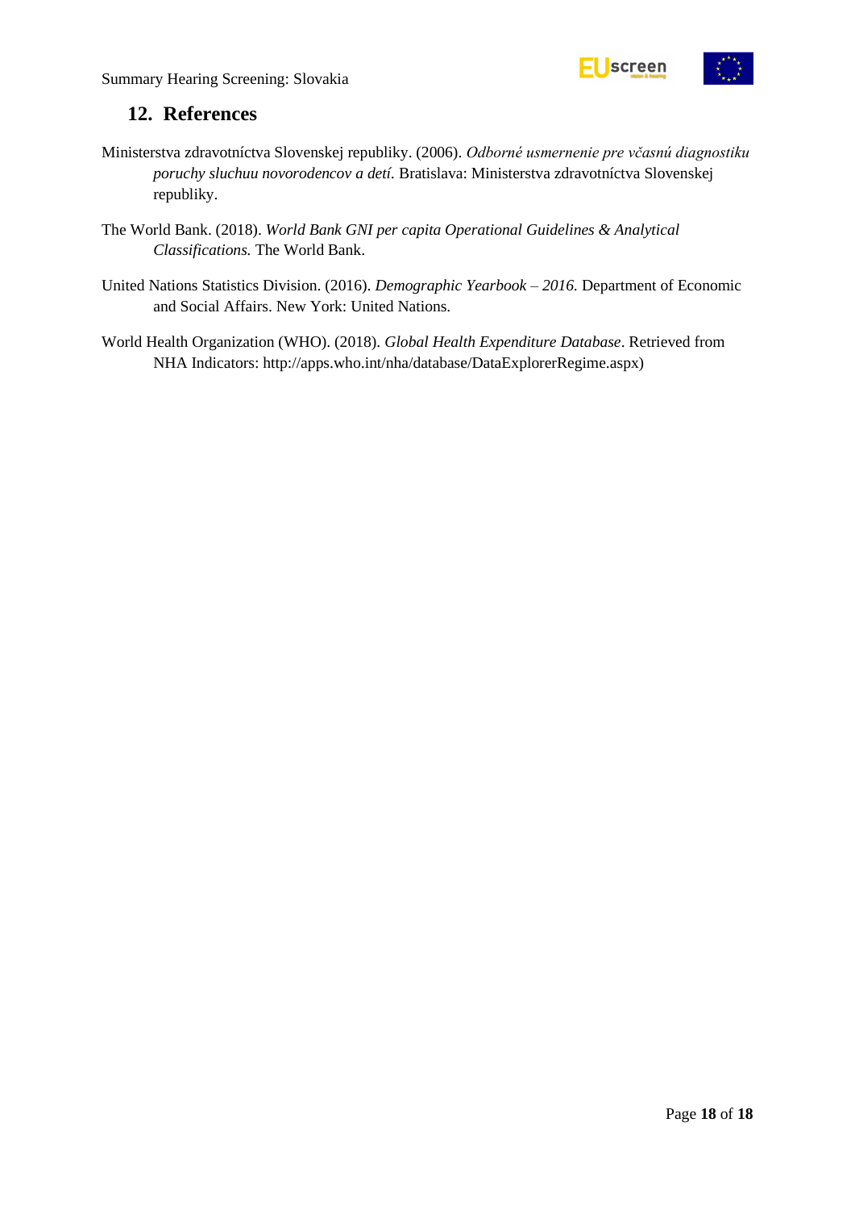## 12. References

Ministerstva zdravotníctva Slovenskej republiky. (2006). *Odborné usmernenie pre včasnú diagnostiku poruchy sluchuu novorodencov a detí.* Bratislava: Ministerstva zdravotníctva Slovenskej republiky.

The World Bank. (2018). *World Bank GNI per capita Operational Guidelines & Analytical Classifications.* The World Bank.

United Nations Statistics Division. (2016). *Demographic Yearbook – 2016.* Department of Economic and Social Affairs. New York: United Nations.

World Health Organization (WHO). (2018). *Global Health Expenditure Database*. Retrieved from NHA Indicators: http://apps.who.int/nha/database/DataExplorerRegime.aspx)